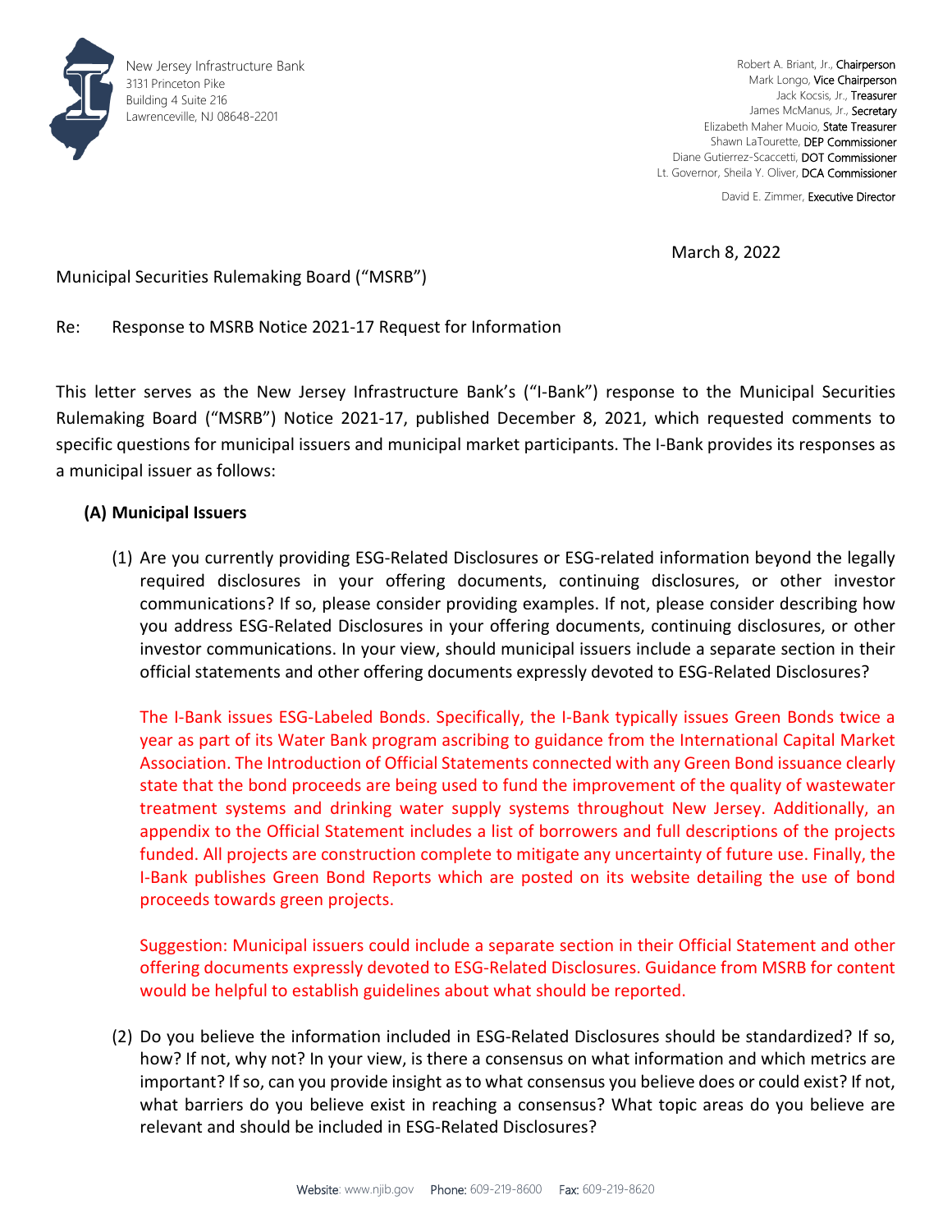New Jersey Infrastructure Bank
3131 Princeton Pike
Building 4 Suite 216
Lawrenceville, NJ 08648-2201

Robert A. Briant, Jr., Chairperson
Mark Longo, Vice Chairperson
Jack Kocsis, Jr., Treasurer
James McManus, Jr., Secretary
Elizabeth Maher Muoio, State Treasurer
Shawn LaTourette, DEP Commissioner
Diane Gutierrez-Scaccetti, DOT Commissioner
Lt. Governor, Sheila Y. Oliver, DCA Commissioner

David E. Zimmer, Executive Director

March 8, 2022

Municipal Securities Rulemaking Board ("MSRB")

Re: Response to MSRB Notice 2021-17 Request for Information

This letter serves as the New Jersey Infrastructure Bank's ("I-Bank") response to the Municipal Securities Rulemaking Board ("MSRB") Notice 2021-17, published December 8, 2021, which requested comments to specific questions for municipal issuers and municipal market participants. The I-Bank provides its responses as a municipal issuer as follows:

**(A) Municipal Issuers**

(1) Are you currently providing ESG-Related Disclosures or ESG-related information beyond the legally required disclosures in your offering documents, continuing disclosures, or other investor communications? If so, please consider providing examples. If not, please consider describing how you address ESG-Related Disclosures in your offering documents, continuing disclosures, or other investor communications. In your view, should municipal issuers include a separate section in their official statements and other offering documents expressly devoted to ESG-Related Disclosures?

The I-Bank issues ESG-Labeled Bonds. Specifically, the I-Bank typically issues Green Bonds twice a year as part of its Water Bank program ascribing to guidance from the International Capital Market Association. The Introduction of Official Statements connected with any Green Bond issuance clearly state that the bond proceeds are being used to fund the improvement of the quality of wastewater treatment systems and drinking water supply systems throughout New Jersey. Additionally, an appendix to the Official Statement includes a list of borrowers and full descriptions of the projects funded. All projects are construction complete to mitigate any uncertainty of future use. Finally, the I-Bank publishes Green Bond Reports which are posted on its website detailing the use of bond proceeds towards green projects.

Suggestion: Municipal issuers could include a separate section in their Official Statement and other offering documents expressly devoted to ESG-Related Disclosures. Guidance from MSRB for content would be helpful to establish guidelines about what should be reported.

(2) Do you believe the information included in ESG-Related Disclosures should be standardized? If so, how? If not, why not? In your view, is there a consensus on what information and which metrics are important? If so, can you provide insight as to what consensus you believe does or could exist? If not, what barriers do you believe exist in reaching a consensus? What topic areas do you believe are relevant and should be included in ESG-Related Disclosures?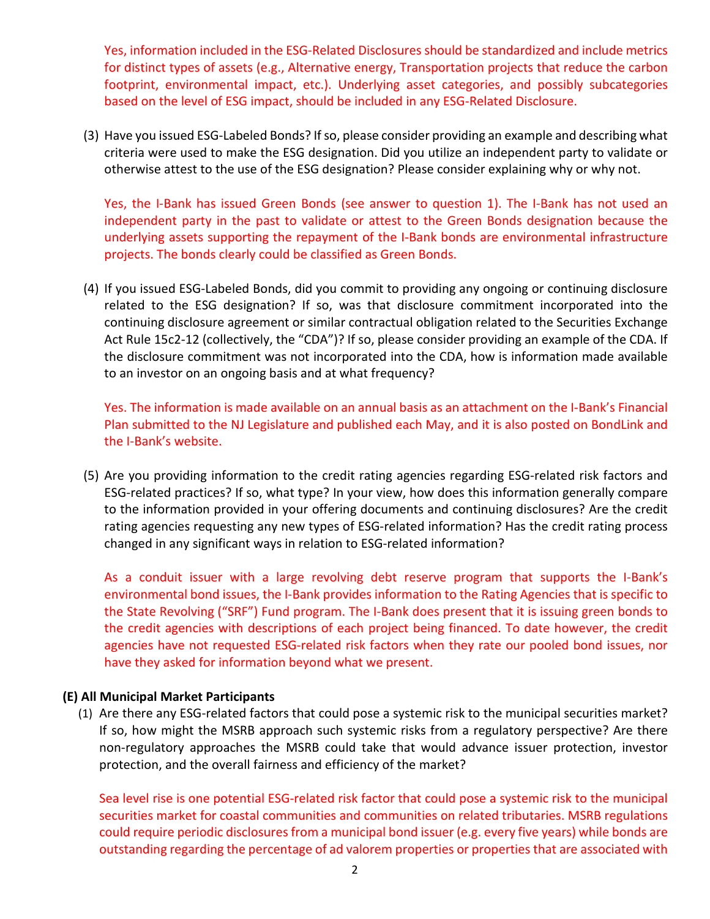Yes, information included in the ESG-Related Disclosures should be standardized and include metrics for distinct types of assets (e.g., Alternative energy, Transportation projects that reduce the carbon footprint, environmental impact, etc.). Underlying asset categories, and possibly subcategories based on the level of ESG impact, should be included in any ESG-Related Disclosure.

(3) Have you issued ESG-Labeled Bonds? If so, please consider providing an example and describing what criteria were used to make the ESG designation. Did you utilize an independent party to validate or otherwise attest to the use of the ESG designation? Please consider explaining why or why not.

Yes, the I-Bank has issued Green Bonds (see answer to question 1). The I-Bank has not used an independent party in the past to validate or attest to the Green Bonds designation because the underlying assets supporting the repayment of the I-Bank bonds are environmental infrastructure projects. The bonds clearly could be classified as Green Bonds.

(4) If you issued ESG-Labeled Bonds, did you commit to providing any ongoing or continuing disclosure related to the ESG designation? If so, was that disclosure commitment incorporated into the continuing disclosure agreement or similar contractual obligation related to the Securities Exchange Act Rule 15c2-12 (collectively, the "CDA")? If so, please consider providing an example of the CDA. If the disclosure commitment was not incorporated into the CDA, how is information made available to an investor on an ongoing basis and at what frequency?

Yes. The information is made available on an annual basis as an attachment on the I-Bank's Financial Plan submitted to the NJ Legislature and published each May, and it is also posted on BondLink and the I-Bank's website.

(5) Are you providing information to the credit rating agencies regarding ESG-related risk factors and ESG-related practices? If so, what type? In your view, how does this information generally compare to the information provided in your offering documents and continuing disclosures? Are the credit rating agencies requesting any new types of ESG-related information? Has the credit rating process changed in any significant ways in relation to ESG-related information?

As a conduit issuer with a large revolving debt reserve program that supports the I-Bank's environmental bond issues, the I-Bank provides information to the Rating Agencies that is specific to the State Revolving ("SRF") Fund program. The I-Bank does present that it is issuing green bonds to the credit agencies with descriptions of each project being financed. To date however, the credit agencies have not requested ESG-related risk factors when they rate our pooled bond issues, nor have they asked for information beyond what we present.

**(E) All Municipal Market Participants**

(1) Are there any ESG-related factors that could pose a systemic risk to the municipal securities market? If so, how might the MSRB approach such systemic risks from a regulatory perspective? Are there non-regulatory approaches the MSRB could take that would advance issuer protection, investor protection, and the overall fairness and efficiency of the market?

Sea level rise is one potential ESG-related risk factor that could pose a systemic risk to the municipal securities market for coastal communities and communities on related tributaries. MSRB regulations could require periodic disclosures from a municipal bond issuer (e.g. every five years) while bonds are outstanding regarding the percentage of ad valorem properties or properties that are associated with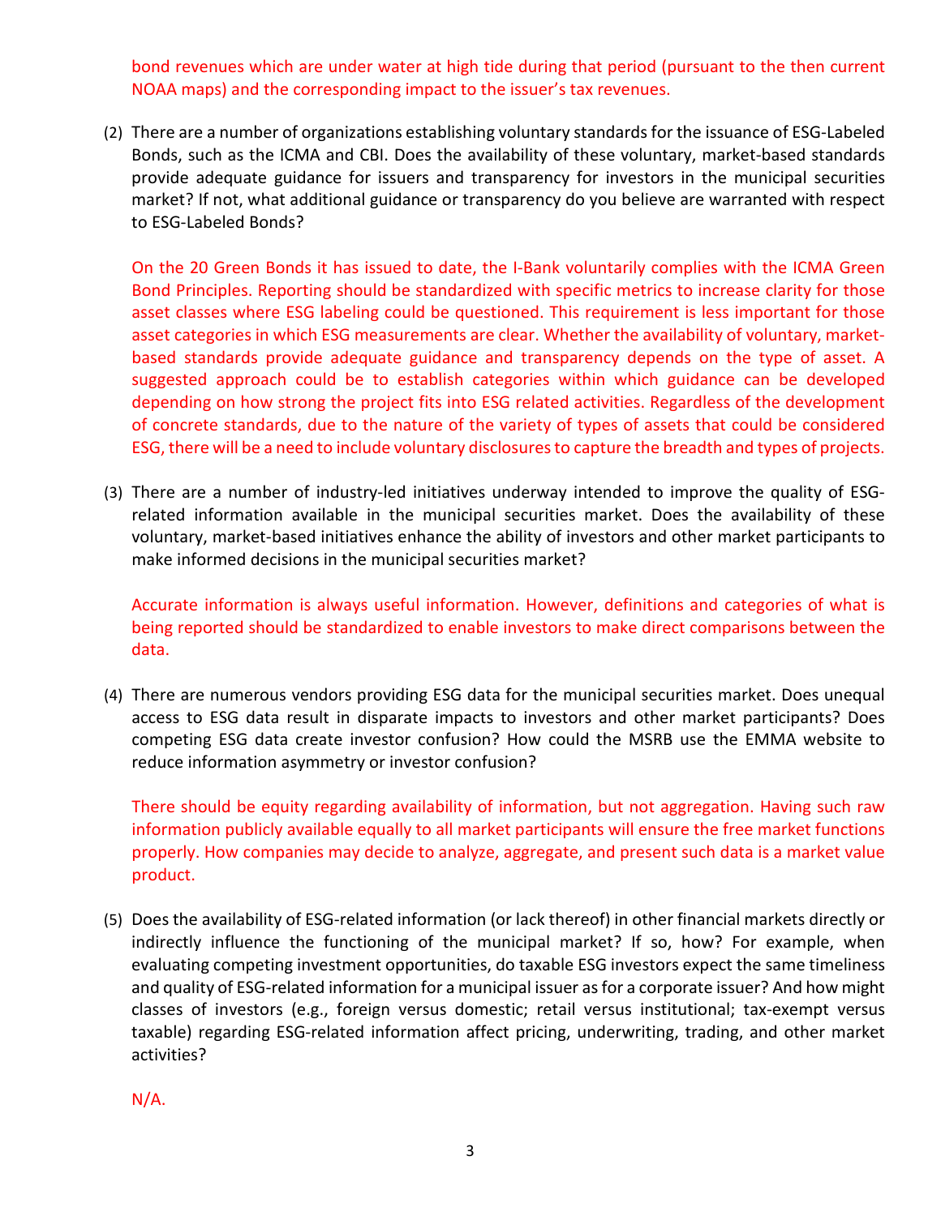bond revenues which are under water at high tide during that period (pursuant to the then current NOAA maps) and the corresponding impact to the issuer's tax revenues.

(2) There are a number of organizations establishing voluntary standards for the issuance of ESG-Labeled Bonds, such as the ICMA and CBI. Does the availability of these voluntary, market-based standards provide adequate guidance for issuers and transparency for investors in the municipal securities market? If not, what additional guidance or transparency do you believe are warranted with respect to ESG-Labeled Bonds?

   On the 20 Green Bonds it has issued to date, the I-Bank voluntarily complies with the ICMA Green Bond Principles. Reporting should be standardized with specific metrics to increase clarity for those asset classes where ESG labeling could be questioned. This requirement is less important for those asset categories in which ESG measurements are clear. Whether the availability of voluntary, market-based standards provide adequate guidance and transparency depends on the type of asset. A suggested approach could be to establish categories within which guidance can be developed depending on how strong the project fits into ESG related activities. Regardless of the development of concrete standards, due to the nature of the variety of types of assets that could be considered ESG, there will be a need to include voluntary disclosures to capture the breadth and types of projects.

(3) There are a number of industry-led initiatives underway intended to improve the quality of ESG-related information available in the municipal securities market. Does the availability of these voluntary, market-based initiatives enhance the ability of investors and other market participants to make informed decisions in the municipal securities market?

   Accurate information is always useful information. However, definitions and categories of what is being reported should be standardized to enable investors to make direct comparisons between the data.

(4) There are numerous vendors providing ESG data for the municipal securities market. Does unequal access to ESG data result in disparate impacts to investors and other market participants? Does competing ESG data create investor confusion? How could the MSRB use the EMMA website to reduce information asymmetry or investor confusion?

   There should be equity regarding availability of information, but not aggregation. Having such raw information publicly available equally to all market participants will ensure the free market functions properly. How companies may decide to analyze, aggregate, and present such data is a market value product.

(5) Does the availability of ESG-related information (or lack thereof) in other financial markets directly or indirectly influence the functioning of the municipal market? If so, how? For example, when evaluating competing investment opportunities, do taxable ESG investors expect the same timeliness and quality of ESG-related information for a municipal issuer as for a corporate issuer? And how might classes of investors (e.g., foreign versus domestic; retail versus institutional; tax-exempt versus taxable) regarding ESG-related information affect pricing, underwriting, trading, and other market activities?

   N/A.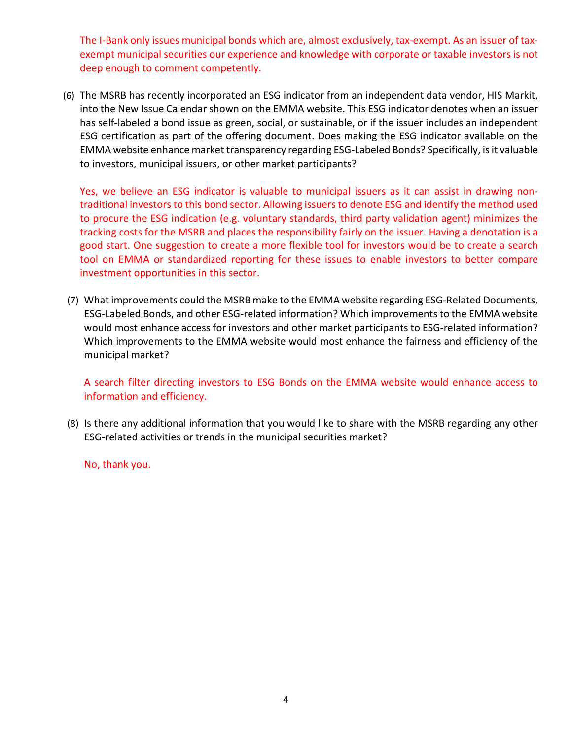The I-Bank only issues municipal bonds which are, almost exclusively, tax-exempt. As an issuer of tax-exempt municipal securities our experience and knowledge with corporate or taxable investors is not deep enough to comment competently.

(6) The MSRB has recently incorporated an ESG indicator from an independent data vendor, HIS Markit, into the New Issue Calendar shown on the EMMA website. This ESG indicator denotes when an issuer has self-labeled a bond issue as green, social, or sustainable, or if the issuer includes an independent ESG certification as part of the offering document. Does making the ESG indicator available on the EMMA website enhance market transparency regarding ESG-Labeled Bonds? Specifically, is it valuable to investors, municipal issuers, or other market participants?

Yes, we believe an ESG indicator is valuable to municipal issuers as it can assist in drawing non-traditional investors to this bond sector. Allowing issuers to denote ESG and identify the method used to procure the ESG indication (e.g. voluntary standards, third party validation agent) minimizes the tracking costs for the MSRB and places the responsibility fairly on the issuer. Having a denotation is a good start. One suggestion to create a more flexible tool for investors would be to create a search tool on EMMA or standardized reporting for these issues to enable investors to better compare investment opportunities in this sector.

(7) What improvements could the MSRB make to the EMMA website regarding ESG-Related Documents, ESG-Labeled Bonds, and other ESG-related information? Which improvements to the EMMA website would most enhance access for investors and other market participants to ESG-related information? Which improvements to the EMMA website would most enhance the fairness and efficiency of the municipal market?

A search filter directing investors to ESG Bonds on the EMMA website would enhance access to information and efficiency.

(8) Is there any additional information that you would like to share with the MSRB regarding any other ESG-related activities or trends in the municipal securities market?

No, thank you.